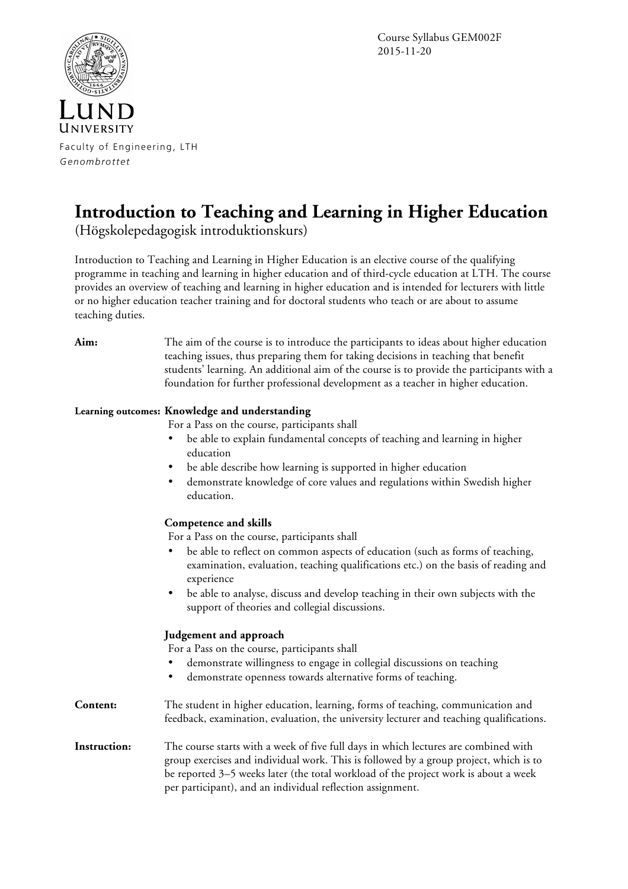Course Syllabus GEM002F
2015-11-20

LUND UNIVERSITY

Faculty of Engineering, LTH
*Genombrottet*

# Introduction to Teaching and Learning in Higher Education

(Högskolepedagogisk introduktionskurs)

Introduction to Teaching and Learning in Higher Education is an elective course of the qualifying programme in teaching and learning in higher education and of third-cycle education at LTH. The course provides an overview of teaching and learning in higher education and is intended for lecturers with little or no higher education teacher training and for doctoral students who teach or are about to assume teaching duties.

**Aim:** The aim of the course is to introduce the participants to ideas about higher education teaching issues, thus preparing them for taking decisions in teaching that benefit students' learning. An additional aim of the course is to provide the participants with a foundation for further professional development as a teacher in higher education.

**Learning outcomes:**

**Knowledge and understanding**

For a Pass on the course, participants shall

- be able to explain fundamental concepts of teaching and learning in higher education
- be able describe how learning is supported in higher education
- demonstrate knowledge of core values and regulations within Swedish higher education.

**Competence and skills**

For a Pass on the course, participants shall

- be able to reflect on common aspects of education (such as forms of teaching, examination, evaluation, teaching qualifications etc.) on the basis of reading and experience
- be able to analyse, discuss and develop teaching in their own subjects with the support of theories and collegial discussions.

**Judgement and approach**

For a Pass on the course, participants shall

- demonstrate willingness to engage in collegial discussions on teaching
- demonstrate openness towards alternative forms of teaching.

**Content:** The student in higher education, learning, forms of teaching, communication and feedback, examination, evaluation, the university lecturer and teaching qualifications.

**Instruction:** The course starts with a week of five full days in which lectures are combined with group exercises and individual work. This is followed by a group project, which is to be reported 3–5 weeks later (the total workload of the project work is about a week per participant), and an individual reflection assignment.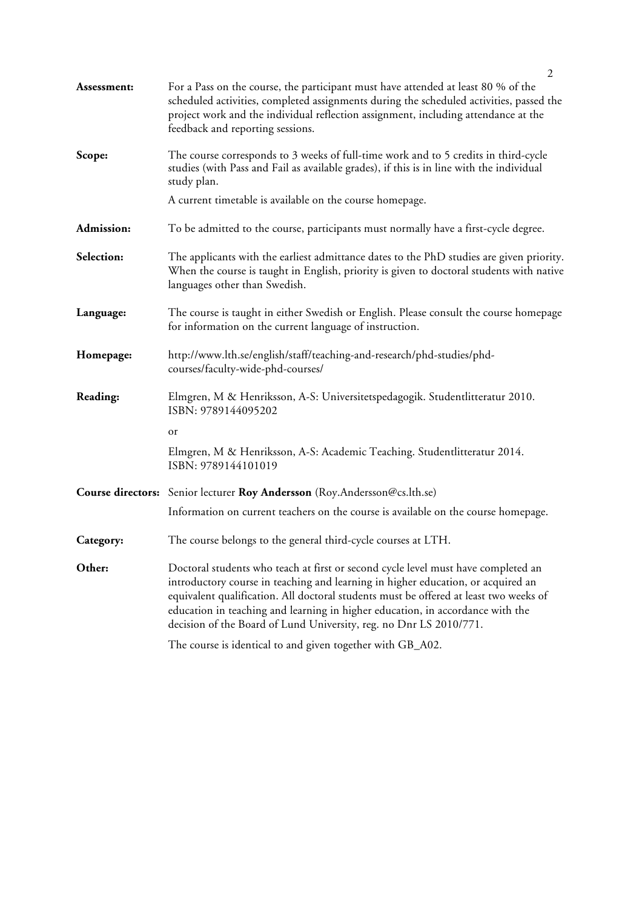**Assessment:** For a Pass on the course, the participant must have attended at least 80 % of the scheduled activities, completed assignments during the scheduled activities, passed the project work and the individual reflection assignment, including attendance at the feedback and reporting sessions.

**Scope:** The course corresponds to 3 weeks of full-time work and to 5 credits in third-cycle studies (with Pass and Fail as available grades), if this is in line with the individual study plan.

A current timetable is available on the course homepage.

**Admission:** To be admitted to the course, participants must normally have a first-cycle degree.

**Selection:** The applicants with the earliest admittance dates to the PhD studies are given priority. When the course is taught in English, priority is given to doctoral students with native languages other than Swedish.

**Language:** The course is taught in either Swedish or English. Please consult the course homepage for information on the current language of instruction.

**Homepage:** http://www.lth.se/english/staff/teaching-and-research/phd-studies/phd-courses/faculty-wide-phd-courses/

**Reading:** Elmgren, M & Henriksson, A-S: Universitetspedagogik. Studentlitteratur 2010. ISBN: 9789144095202

or

Elmgren, M & Henriksson, A-S: Academic Teaching. Studentlitteratur 2014. ISBN: 9789144101019

**Course directors:** Senior lecturer **Roy Andersson** (Roy.Andersson@cs.lth.se)

Information on current teachers on the course is available on the course homepage.

**Category:** The course belongs to the general third-cycle courses at LTH.

**Other:** Doctoral students who teach at first or second cycle level must have completed an introductory course in teaching and learning in higher education, or acquired an equivalent qualification. All doctoral students must be offered at least two weeks of education in teaching and learning in higher education, in accordance with the decision of the Board of Lund University, reg. no Dnr LS 2010/771.

The course is identical to and given together with GB_A02.